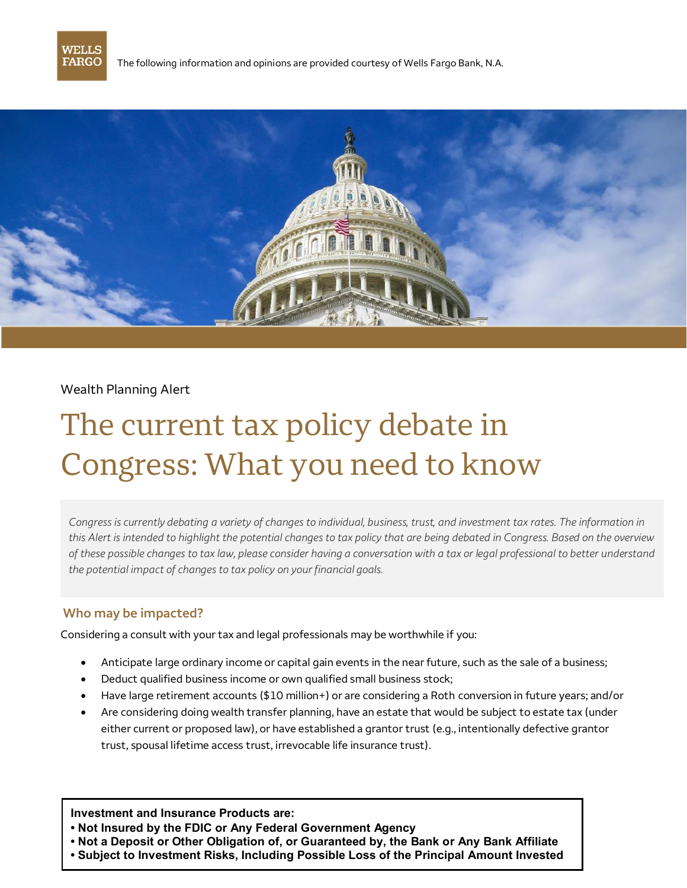The following information and opinions are provided courtesy of Wells Fargo Bank, N.A.

Wealth Planning Alert

# The current tax policy debate in Congress: What you need to know

*Congress is currently debating a variety of changes to individual, business, trust, and investment tax rates. The information in this Alert is intended to highlight the potential changes to tax policy that are being debated in Congress. Based on the overview of these possible changes to tax law, please consider having a conversation with a tax or legal professional to better understand the potential impact of changes to tax policy on your financial goals.*

## Who may be impacted?

Considering a consult with your tax and legal professionals may be worthwhile if you:

- Anticipate large ordinary income or capital gain events in the near future, such as the sale of a business;
- Deduct qualified business income or own qualified small business stock;
- Have large retirement accounts ($10 million+) or are considering a Roth conversion in future years; and/or
- Are considering doing wealth transfer planning, have an estate that would be subject to estate tax (under either current or proposed law), or have established a grantor trust (e.g., intentionally defective grantor trust, spousal lifetime access trust, irrevocable life insurance trust).

**Investment and Insurance Products are:**
- **Not Insured by the FDIC or Any Federal Government Agency**
- **Not a Deposit or Other Obligation of, or Guaranteed by, the Bank or Any Bank Affiliate**
- **Subject to Investment Risks, Including Possible Loss of the Principal Amount Invested**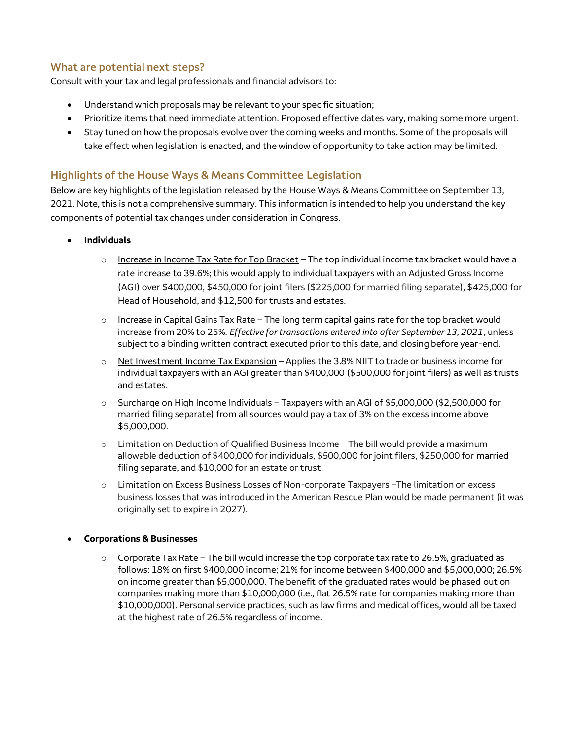## What are potential next steps?

Consult with your tax and legal professionals and financial advisors to:

- Understand which proposals may be relevant to your specific situation;
- Prioritize items that need immediate attention. Proposed effective dates vary, making some more urgent.
- Stay tuned on how the proposals evolve over the coming weeks and months. Some of the proposals will take effect when legislation is enacted, and the window of opportunity to take action may be limited.

## Highlights of the House Ways & Means Committee Legislation

Below are key highlights of the legislation released by the House Ways & Means Committee on September 13, 2021. Note, this is not a comprehensive summary. This information is intended to help you understand the key components of potential tax changes under consideration in Congress.

- **Individuals**
  - Increase in Income Tax Rate for Top Bracket – The top individual income tax bracket would have a rate increase to 39.6%; this would apply to individual taxpayers with an Adjusted Gross Income (AGI) over $400,000, $450,000 for joint filers ($225,000 for married filing separate), $425,000 for Head of Household, and $12,500 for trusts and estates.
  - Increase in Capital Gains Tax Rate – The long term capital gains rate for the top bracket would increase from 20% to 25%. *Effective for transactions entered into after September 13, 2021*, unless subject to a binding written contract executed prior to this date, and closing before year-end.
  - Net Investment Income Tax Expansion – Applies the 3.8% NIIT to trade or business income for individual taxpayers with an AGI greater than $400,000 ($500,000 for joint filers) as well as trusts and estates.
  - Surcharge on High Income Individuals – Taxpayers with an AGI of $5,000,000 ($2,500,000 for married filing separate) from all sources would pay a tax of 3% on the excess income above $5,000,000.
  - Limitation on Deduction of Qualified Business Income – The bill would provide a maximum allowable deduction of $400,000 for individuals, $500,000 for joint filers, $250,000 for married filing separate, and $10,000 for an estate or trust.
  - Limitation on Excess Business Losses of Non-corporate Taxpayers –The limitation on excess business losses that was introduced in the American Rescue Plan would be made permanent (it was originally set to expire in 2027).

- **Corporations & Businesses**
  - Corporate Tax Rate – The bill would increase the top corporate tax rate to 26.5%, graduated as follows: 18% on first $400,000 income; 21% for income between $400,000 and $5,000,000; 26.5% on income greater than $5,000,000. The benefit of the graduated rates would be phased out on companies making more than $10,000,000 (i.e., flat 26.5% rate for companies making more than $10,000,000). Personal service practices, such as law firms and medical offices, would all be taxed at the highest rate of 26.5% regardless of income.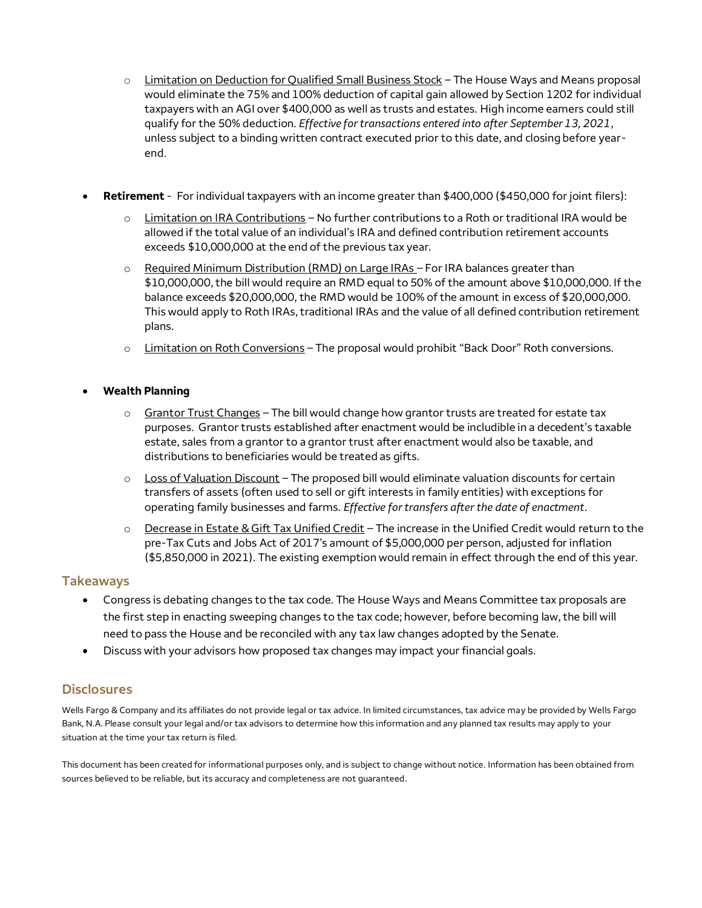- Limitation on Deduction for Qualified Small Business Stock – The House Ways and Means proposal would eliminate the 75% and 100% deduction of capital gain allowed by Section 1202 for individual taxpayers with an AGI over $400,000 as well as trusts and estates. High income earners could still qualify for the 50% deduction. *Effective for transactions entered into after September 13, 2021*, unless subject to a binding written contract executed prior to this date, and closing before year-end.

- **Retirement** - For individual taxpayers with an income greater than $400,000 ($450,000 for joint filers):
  - Limitation on IRA Contributions – No further contributions to a Roth or traditional IRA would be allowed if the total value of an individual's IRA and defined contribution retirement accounts exceeds $10,000,000 at the end of the previous tax year.
  - Required Minimum Distribution (RMD) on Large IRAs – For IRA balances greater than $10,000,000, the bill would require an RMD equal to 50% of the amount above $10,000,000. If the balance exceeds $20,000,000, the RMD would be 100% of the amount in excess of $20,000,000. This would apply to Roth IRAs, traditional IRAs and the value of all defined contribution retirement plans.
  - Limitation on Roth Conversions – The proposal would prohibit "Back Door" Roth conversions.

- **Wealth Planning**
  - Grantor Trust Changes – The bill would change how grantor trusts are treated for estate tax purposes. Grantor trusts established after enactment would be includible in a decedent's taxable estate, sales from a grantor to a grantor trust after enactment would also be taxable, and distributions to beneficiaries would be treated as gifts.
  - Loss of Valuation Discount – The proposed bill would eliminate valuation discounts for certain transfers of assets (often used to sell or gift interests in family entities) with exceptions for operating family businesses and farms. *Effective for transfers after the date of enactment*.
  - Decrease in Estate & Gift Tax Unified Credit – The increase in the Unified Credit would return to the pre-Tax Cuts and Jobs Act of 2017's amount of $5,000,000 per person, adjusted for inflation ($5,850,000 in 2021). The existing exemption would remain in effect through the end of this year.

## Takeaways

- Congress is debating changes to the tax code. The House Ways and Means Committee tax proposals are the first step in enacting sweeping changes to the tax code; however, before becoming law, the bill will need to pass the House and be reconciled with any tax law changes adopted by the Senate.
- Discuss with your advisors how proposed tax changes may impact your financial goals.

## Disclosures

Wells Fargo & Company and its affiliates do not provide legal or tax advice. In limited circumstances, tax advice may be provided by Wells Fargo Bank, N.A. Please consult your legal and/or tax advisors to determine how this information and any planned tax results may apply to your situation at the time your tax return is filed.

This document has been created for informational purposes only, and is subject to change without notice. Information has been obtained from sources believed to be reliable, but its accuracy and completeness are not guaranteed.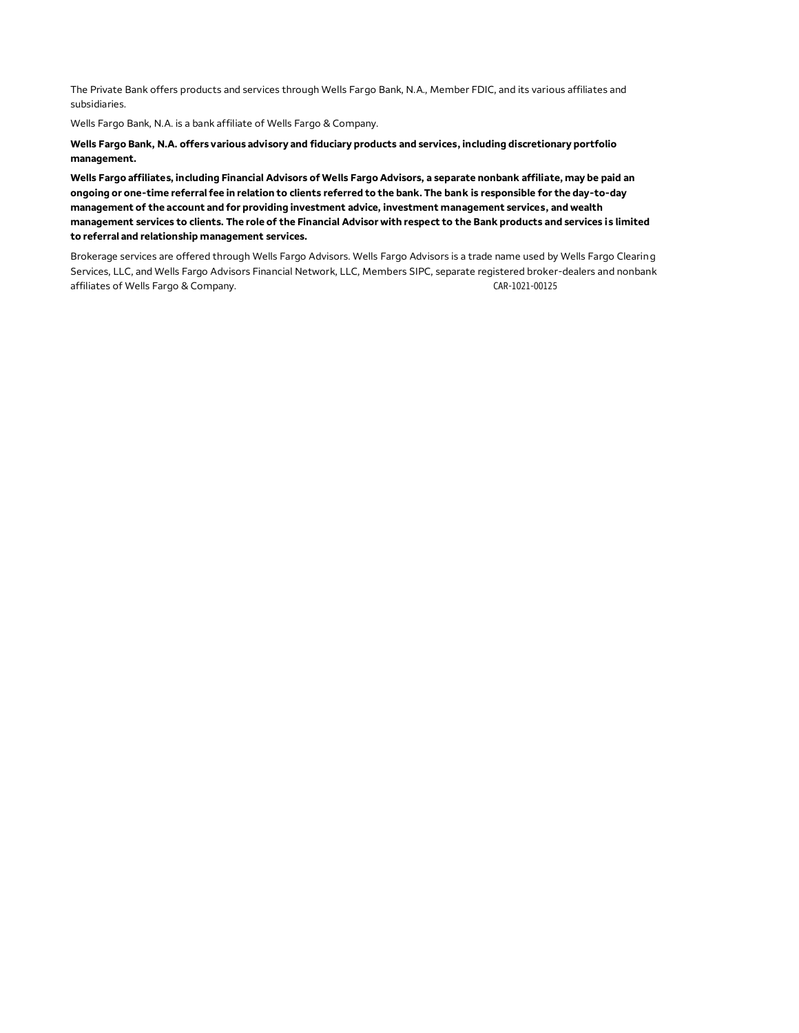The Private Bank offers products and services through Wells Fargo Bank, N.A., Member FDIC, and its various affiliates and subsidiaries.

Wells Fargo Bank, N.A. is a bank affiliate of Wells Fargo & Company.

**Wells Fargo Bank, N.A. offers various advisory and fiduciary products and services, including discretionary portfolio management.**

**Wells Fargo affiliates, including Financial Advisors of Wells Fargo Advisors, a separate nonbank affiliate, may be paid an ongoing or one-time referral fee in relation to clients referred to the bank. The bank is responsible for the day-to-day management of the account and for providing investment advice, investment management services, and wealth management services to clients. The role of the Financial Advisor with respect to the Bank products and services is limited to referral and relationship management services.**

Brokerage services are offered through Wells Fargo Advisors. Wells Fargo Advisors is a trade name used by Wells Fargo Clearing Services, LLC, and Wells Fargo Advisors Financial Network, LLC, Members SIPC, separate registered broker-dealers and nonbank affiliates of Wells Fargo & Company. CAR-1021-00125